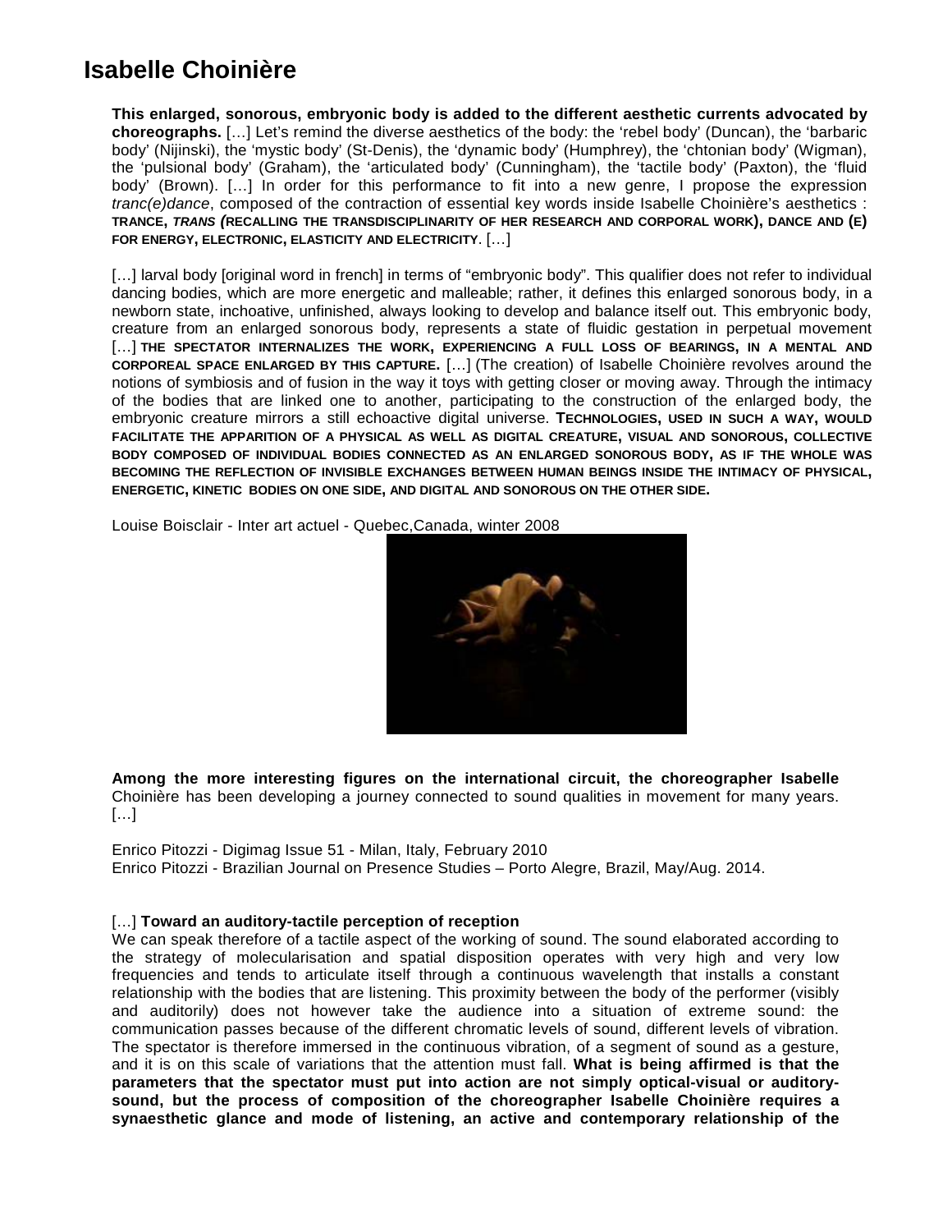# Isabelle Choinière

**This enlarged, sonorous, embryonic body is added to the different aesthetic currents advocated by choreographs.** […] Let's remind the diverse aesthetics of the body: the 'rebel body' (Duncan), the 'barbaric body' (Nijinski), the 'mystic body' (St-Denis), the 'dynamic body' (Humphrey), the 'chtonian body' (Wigman), the 'pulsional body' (Graham), the 'articulated body' (Cunningham), the 'tactile body' (Paxton), the 'fluid body' (Brown). […] In order for this performance to fit into a new genre, I propose the expression *tranc(e)dance*, composed of the contraction of essential key words inside Isabelle Choinière's aesthetics : **TRANCE, *TRANS (*RECALLING THE TRANSDISCIPLINARITY OF HER RESEARCH AND CORPORAL WORK), DANCE AND (E) FOR ENERGY, ELECTRONIC, ELASTICITY AND ELECTRICITY**. […]

[…] larval body [original word in french] in terms of "embryonic body". This qualifier does not refer to individual dancing bodies, which are more energetic and malleable; rather, it defines this enlarged sonorous body, in a newborn state, inchoative, unfinished, always looking to develop and balance itself out. This embryonic body, creature from an enlarged sonorous body, represents a state of fluidic gestation in perpetual movement […] **THE SPECTATOR INTERNALIZES THE WORK, EXPERIENCING A FULL LOSS OF BEARINGS, IN A MENTAL AND CORPOREAL SPACE ENLARGED BY THIS CAPTURE.** […] (The creation) of Isabelle Choinière revolves around the notions of symbiosis and of fusion in the way it toys with getting closer or moving away. Through the intimacy of the bodies that are linked one to another, participating to the construction of the enlarged body, the embryonic creature mirrors a still echoactive digital universe. **TECHNOLOGIES, USED IN SUCH A WAY, WOULD FACILITATE THE APPARITION OF A PHYSICAL AS WELL AS DIGITAL CREATURE, VISUAL AND SONOROUS, COLLECTIVE BODY COMPOSED OF INDIVIDUAL BODIES CONNECTED AS AN ENLARGED SONOROUS BODY, AS IF THE WHOLE WAS BECOMING THE REFLECTION OF INVISIBLE EXCHANGES BETWEEN HUMAN BEINGS INSIDE THE INTIMACY OF PHYSICAL, ENERGETIC, KINETIC BODIES ON ONE SIDE, AND DIGITAL AND SONOROUS ON THE OTHER SIDE.**

Louise Boisclair - Inter art actuel - Quebec,Canada, winter 2008

**Among the more interesting figures on the international circuit, the choreographer Isabelle** Choinière has been developing a journey connected to sound qualities in movement for many years. […]

Enrico Pitozzi - Digimag Issue 51 - Milan, Italy, February 2010
Enrico Pitozzi - Brazilian Journal on Presence Studies – Porto Alegre, Brazil, May/Aug. 2014.

[…] **Toward an auditory-tactile perception of reception**
We can speak therefore of a tactile aspect of the working of sound. The sound elaborated according to the strategy of molecularisation and spatial disposition operates with very high and very low frequencies and tends to articulate itself through a continuous wavelength that installs a constant relationship with the bodies that are listening. This proximity between the body of the performer (visibly and auditorily) does not however take the audience into a situation of extreme sound: the communication passes because of the different chromatic levels of sound, different levels of vibration. The spectator is therefore immersed in the continuous vibration, of a segment of sound as a gesture, and it is on this scale of variations that the attention must fall. **What is being affirmed is that the parameters that the spectator must put into action are not simply optical-visual or auditory-sound, but the process of composition of the choreographer Isabelle Choinière requires a synaesthetic glance and mode of listening, an active and contemporary relationship of the**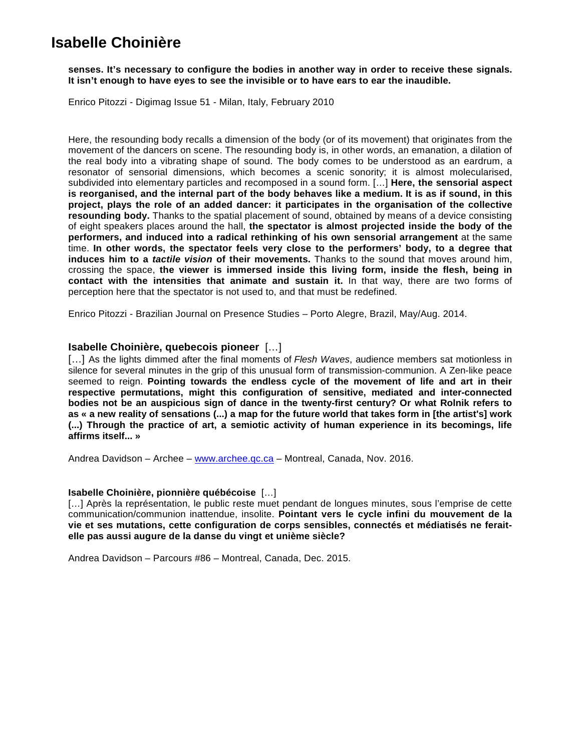**senses. It's necessary to configure the bodies in another way in order to receive these signals. It isn't enough to have eyes to see the invisible or to have ears to ear the inaudible.**

Enrico Pitozzi - Digimag Issue 51 - Milan, Italy, February 2010

Here, the resounding body recalls a dimension of the body (or of its movement) that originates from the movement of the dancers on scene. The resounding body is, in other words, an emanation, a dilation of the real body into a vibrating shape of sound. The body comes to be understood as an eardrum, a resonator of sensorial dimensions, which becomes a scenic sonority; it is almost molecularised, subdivided into elementary particles and recomposed in a sound form. […] **Here, the sensorial aspect is reorganised, and the internal part of the body behaves like a medium. It is as if sound, in this project, plays the role of an added dancer: it participates in the organisation of the collective resounding body.** Thanks to the spatial placement of sound, obtained by means of a device consisting of eight speakers places around the hall, **the spectator is almost projected inside the body of the performers, and induced into a radical rethinking of his own sensorial arrangement** at the same time. **In other words, the spectator feels very close to the performers' body, to a degree that induces him to a *tactile vision* of their movements.** Thanks to the sound that moves around him, crossing the space, **the viewer is immersed inside this living form, inside the flesh, being in contact with the intensities that animate and sustain it.** In that way, there are two forms of perception here that the spectator is not used to, and that must be redefined.

Enrico Pitozzi - Brazilian Journal on Presence Studies – Porto Alegre, Brazil, May/Aug. 2014.

### Isabelle Choinière, quebecois pioneer […]

[…] As the lights dimmed after the final moments of *Flesh Waves*, audience members sat motionless in silence for several minutes in the grip of this unusual form of transmission-communion. A Zen-like peace seemed to reign. **Pointing towards the endless cycle of the movement of life and art in their respective permutations, might this configuration of sensitive, mediated and inter-connected bodies not be an auspicious sign of dance in the twenty-first century? Or what Rolnik refers to as « a new reality of sensations (...) a map for the future world that takes form in [the artist's] work (...) Through the practice of art, a semiotic activity of human experience in its becomings, life affirms itself... »**

Andrea Davidson – Archee – www.archee.qc.ca – Montreal, Canada, Nov. 2016.

### Isabelle Choinière, pionnière québécoise […]

[…] Après la représentation, le public reste muet pendant de longues minutes, sous l'emprise de cette communication/communion inattendue, insolite. **Pointant vers le cycle infini du mouvement de la vie et ses mutations, cette configuration de corps sensibles, connectés et médiatisés ne feraitelle pas aussi augure de la danse du vingt et unième siècle?**

Andrea Davidson – Parcours #86 – Montreal, Canada, Dec. 2015.